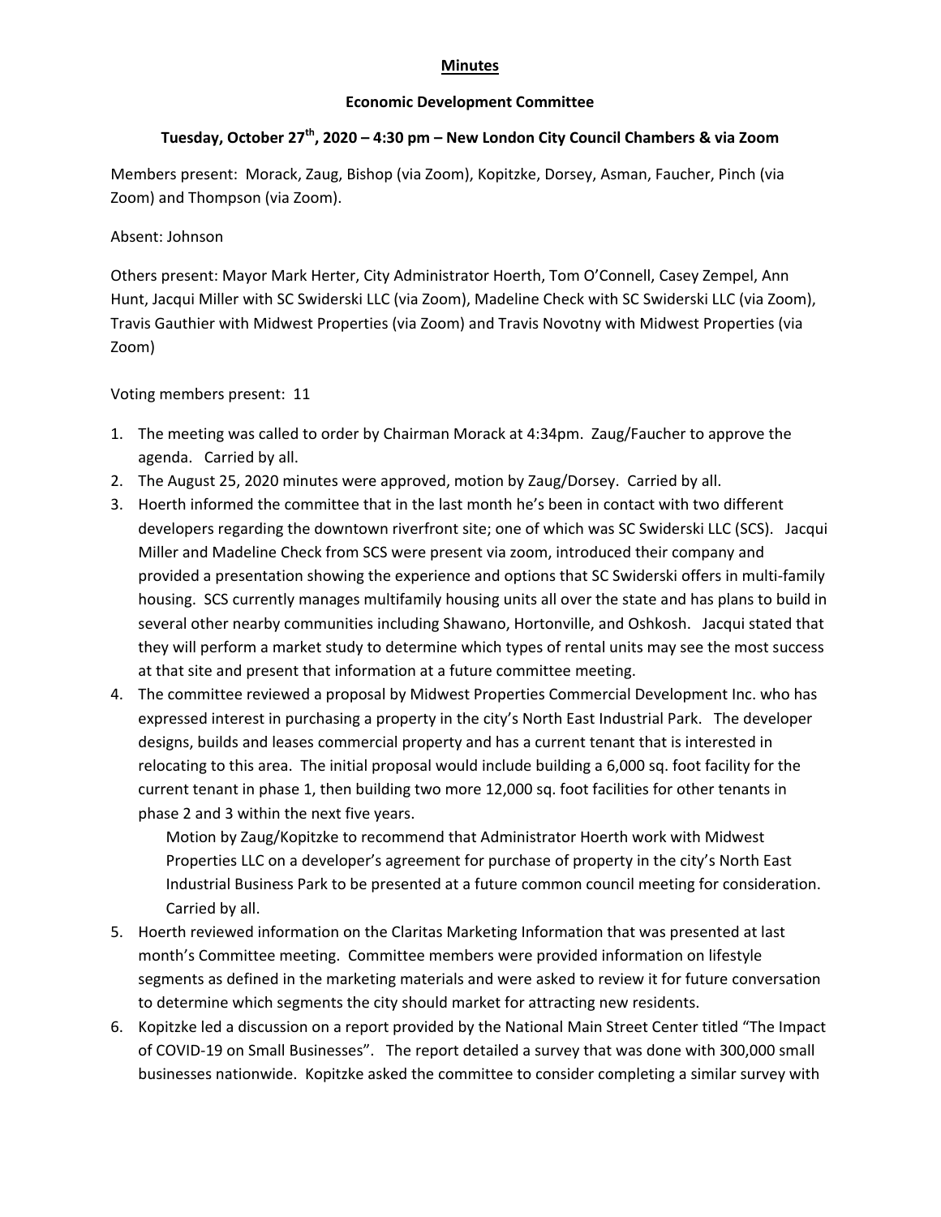**Minutes**

**Economic Development Committee**

**Tuesday, October 27th, 2020 – 4:30 pm – New London City Council Chambers & via Zoom**

Members present: Morack, Zaug, Bishop (via Zoom), Kopitzke, Dorsey, Asman, Faucher, Pinch (via Zoom) and Thompson (via Zoom).

Absent: Johnson

Others present: Mayor Mark Herter, City Administrator Hoerth, Tom O'Connell, Casey Zempel, Ann Hunt, Jacqui Miller with SC Swiderski LLC (via Zoom), Madeline Check with SC Swiderski LLC (via Zoom), Travis Gauthier with Midwest Properties (via Zoom) and Travis Novotny with Midwest Properties (via Zoom)

Voting members present: 11

1. The meeting was called to order by Chairman Morack at 4:34pm. Zaug/Faucher to approve the agenda. Carried by all.
2. The August 25, 2020 minutes were approved, motion by Zaug/Dorsey. Carried by all.
3. Hoerth informed the committee that in the last month he's been in contact with two different developers regarding the downtown riverfront site; one of which was SC Swiderski LLC (SCS). Jacqui Miller and Madeline Check from SCS were present via zoom, introduced their company and provided a presentation showing the experience and options that SC Swiderski offers in multi-family housing. SCS currently manages multifamily housing units all over the state and has plans to build in several other nearby communities including Shawano, Hortonville, and Oshkosh. Jacqui stated that they will perform a market study to determine which types of rental units may see the most success at that site and present that information at a future committee meeting.
4. The committee reviewed a proposal by Midwest Properties Commercial Development Inc. who has expressed interest in purchasing a property in the city's North East Industrial Park. The developer designs, builds and leases commercial property and has a current tenant that is interested in relocating to this area. The initial proposal would include building a 6,000 sq. foot facility for the current tenant in phase 1, then building two more 12,000 sq. foot facilities for other tenants in phase 2 and 3 within the next five years.

   Motion by Zaug/Kopitzke to recommend that Administrator Hoerth work with Midwest Properties LLC on a developer's agreement for purchase of property in the city's North East Industrial Business Park to be presented at a future common council meeting for consideration. Carried by all.
5. Hoerth reviewed information on the Claritas Marketing Information that was presented at last month's Committee meeting. Committee members were provided information on lifestyle segments as defined in the marketing materials and were asked to review it for future conversation to determine which segments the city should market for attracting new residents.
6. Kopitzke led a discussion on a report provided by the National Main Street Center titled "The Impact of COVID-19 on Small Businesses". The report detailed a survey that was done with 300,000 small businesses nationwide. Kopitzke asked the committee to consider completing a similar survey with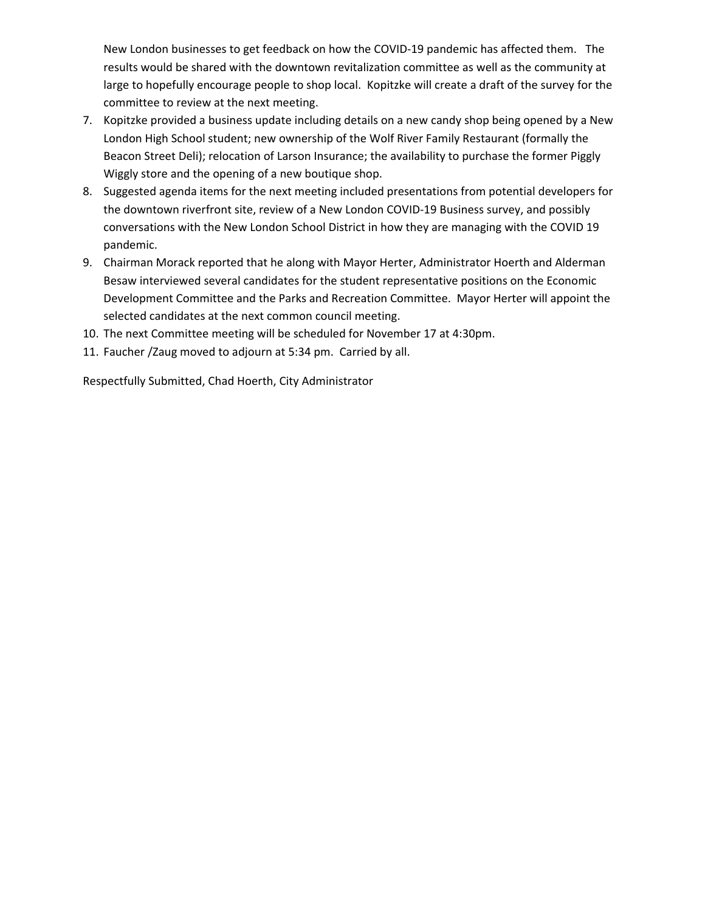New London businesses to get feedback on how the COVID-19 pandemic has affected them. The results would be shared with the downtown revitalization committee as well as the community at large to hopefully encourage people to shop local. Kopitzke will create a draft of the survey for the committee to review at the next meeting.

7. Kopitzke provided a business update including details on a new candy shop being opened by a New London High School student; new ownership of the Wolf River Family Restaurant (formally the Beacon Street Deli); relocation of Larson Insurance; the availability to purchase the former Piggly Wiggly store and the opening of a new boutique shop.
8. Suggested agenda items for the next meeting included presentations from potential developers for the downtown riverfront site, review of a New London COVID-19 Business survey, and possibly conversations with the New London School District in how they are managing with the COVID 19 pandemic.
9. Chairman Morack reported that he along with Mayor Herter, Administrator Hoerth and Alderman Besaw interviewed several candidates for the student representative positions on the Economic Development Committee and the Parks and Recreation Committee. Mayor Herter will appoint the selected candidates at the next common council meeting.
10. The next Committee meeting will be scheduled for November 17 at 4:30pm.
11. Faucher /Zaug moved to adjourn at 5:34 pm. Carried by all.

Respectfully Submitted, Chad Hoerth, City Administrator